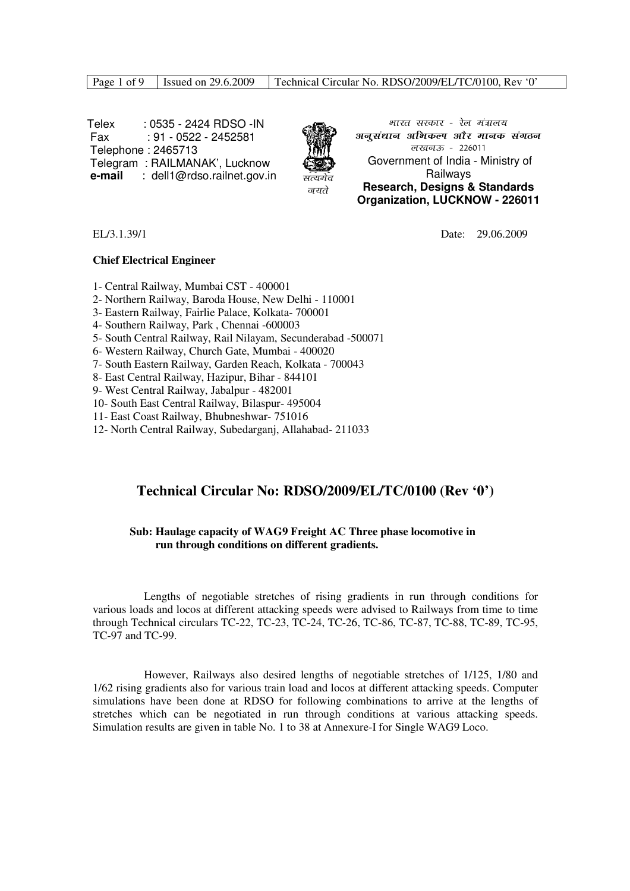Telex : 0535 - 2424 RDSO -IN
Fax : 91 - 0522 - 2452581
Telephone : 2465713
Telegram : RAILMANAK', Lucknow
**e-mail** : dell1@rdso.railnet.gov.in

सत्यमेव जयते

भारत सरकार - रेल मंत्रालय
**अनुसंधान अभिकल्प और मानक संगठन**
लखनऊ - 226011
Government of India - Ministry of Railways
**Research, Designs & Standards Organization, LUCKNOW - 226011**

EL/3.1.39/1 Date: 29.06.2009

**Chief Electrical Engineer**

1- Central Railway, Mumbai CST - 400001
2- Northern Railway, Baroda House, New Delhi - 110001
3- Eastern Railway, Fairlie Palace, Kolkata- 700001
4- Southern Railway, Park , Chennai -600003
5- South Central Railway, Rail Nilayam, Secunderabad -500071
6- Western Railway, Church Gate, Mumbai - 400020
7- South Eastern Railway, Garden Reach, Kolkata - 700043
8- East Central Railway, Hazipur, Bihar - 844101
9- West Central Railway, Jabalpur - 482001
10- South East Central Railway, Bilaspur- 495004
11- East Coast Railway, Bhubneshwar- 751016
12- North Central Railway, Subedarganj, Allahabad- 211033

## Technical Circular No: RDSO/2009/EL/TC/0100 (Rev '0')

**Sub: Haulage capacity of WAG9 Freight AC Three phase locomotive in run through conditions on different gradients.**

Lengths of negotiable stretches of rising gradients in run through conditions for various loads and locos at different attacking speeds were advised to Railways from time to time through Technical circulars TC-22, TC-23, TC-24, TC-26, TC-86, TC-87, TC-88, TC-89, TC-95, TC-97 and TC-99.

However, Railways also desired lengths of negotiable stretches of 1/125, 1/80 and 1/62 rising gradients also for various train load and locos at different attacking speeds. Computer simulations have been done at RDSO for following combinations to arrive at the lengths of stretches which can be negotiated in run through conditions at various attacking speeds. Simulation results are given in table No. 1 to 38 at Annexure-I for Single WAG9 Loco.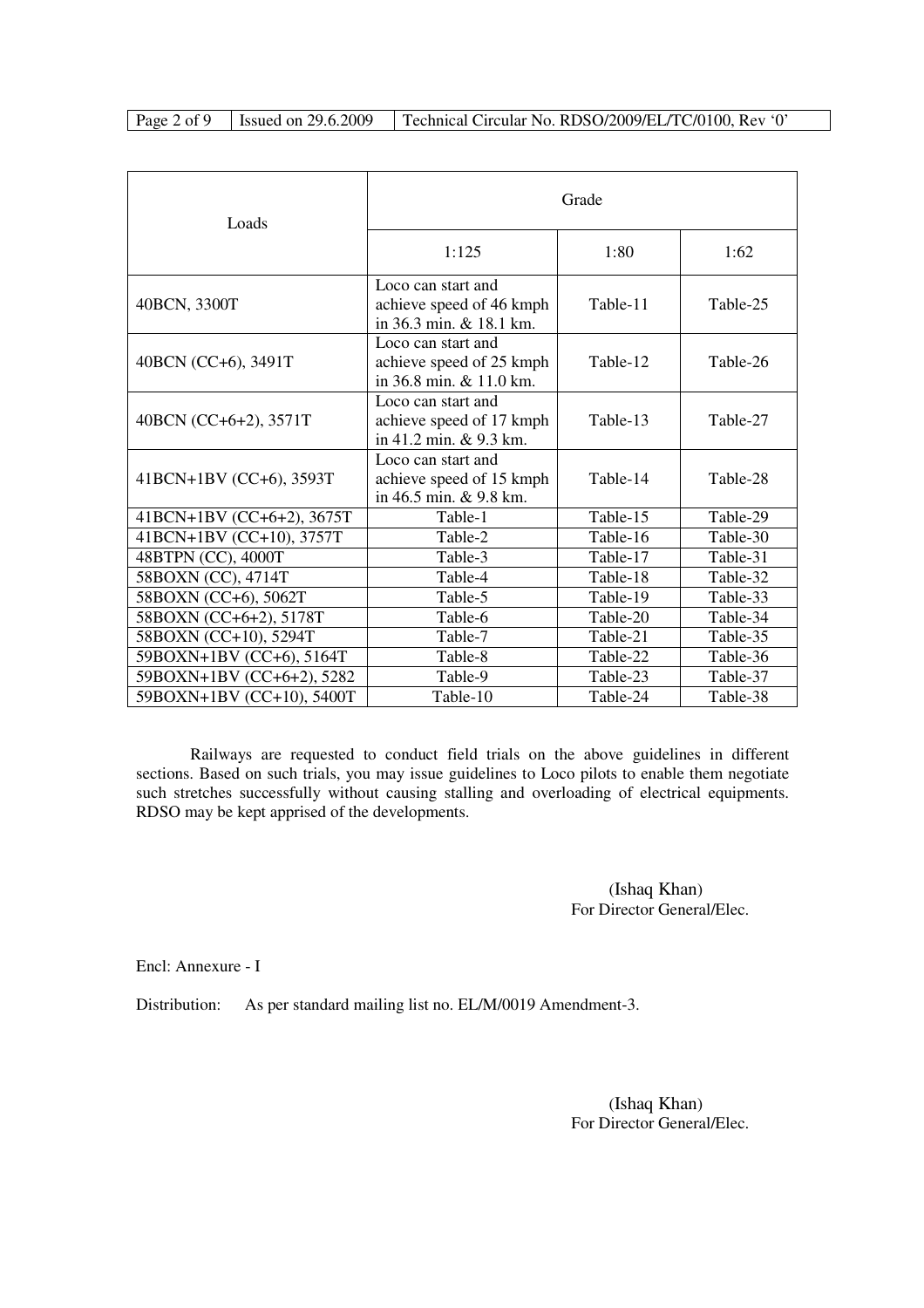| Loads | Grade | | |
|---|---|---|---|
| | 1:125 | 1:80 | 1:62 |
| 40BCN, 3300T | Loco can start and achieve speed of 46 kmph in 36.3 min. & 18.1 km. | Table-11 | Table-25 |
| 40BCN (CC+6), 3491T | Loco can start and achieve speed of 25 kmph in 36.8 min. & 11.0 km. | Table-12 | Table-26 |
| 40BCN (CC+6+2), 3571T | Loco can start and achieve speed of 17 kmph in 41.2 min. & 9.3 km. | Table-13 | Table-27 |
| 41BCN+1BV (CC+6), 3593T | Loco can start and achieve speed of 15 kmph in 46.5 min. & 9.8 km. | Table-14 | Table-28 |
| 41BCN+1BV (CC+6+2), 3675T | Table-1 | Table-15 | Table-29 |
| 41BCN+1BV (CC+10), 3757T | Table-2 | Table-16 | Table-30 |
| 48BTPN (CC), 4000T | Table-3 | Table-17 | Table-31 |
| 58BOXN (CC), 4714T | Table-4 | Table-18 | Table-32 |
| 58BOXN (CC+6), 5062T | Table-5 | Table-19 | Table-33 |
| 58BOXN (CC+6+2), 5178T | Table-6 | Table-20 | Table-34 |
| 58BOXN (CC+10), 5294T | Table-7 | Table-21 | Table-35 |
| 59BOXN+1BV (CC+6), 5164T | Table-8 | Table-22 | Table-36 |
| 59BOXN+1BV (CC+6+2), 5282 | Table-9 | Table-23 | Table-37 |
| 59BOXN+1BV (CC+10), 5400T | Table-10 | Table-24 | Table-38 |

Railways are requested to conduct field trials on the above guidelines in different sections. Based on such trials, you may issue guidelines to Loco pilots to enable them negotiate such stretches successfully without causing stalling and overloading of electrical equipments. RDSO may be kept apprised of the developments.

(Ishaq Khan)
For Director General/Elec.

Encl: Annexure - I

Distribution: As per standard mailing list no. EL/M/0019 Amendment-3.

(Ishaq Khan)
For Director General/Elec.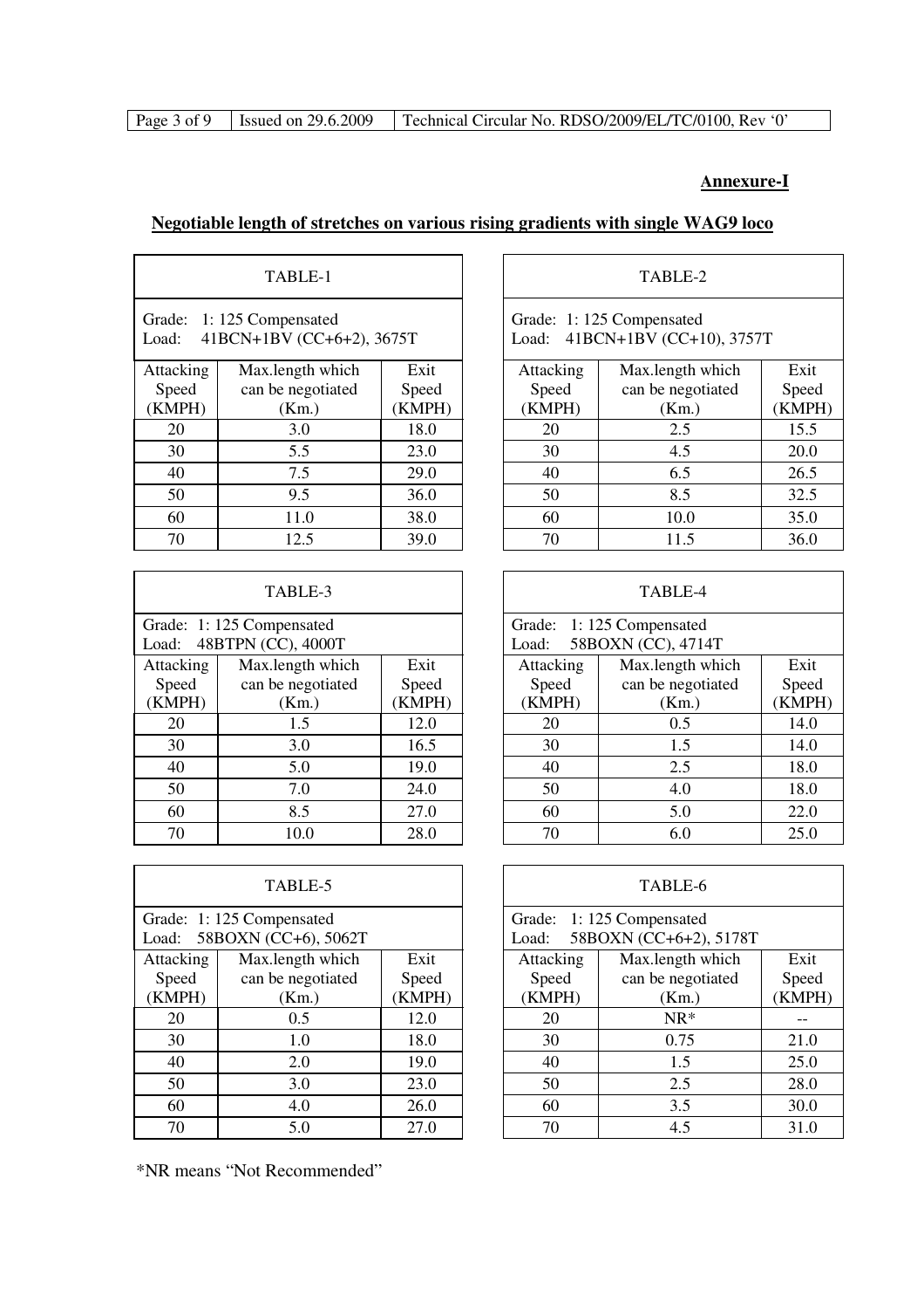**Annexure-I**

**Negotiable length of stretches on various rising gradients with single WAG9 loco**

| TABLE-1 | | |
|---|---|---|
| Grade: 1: 125 Compensated<br>Load: 41BCN+1BV (CC+6+2), 3675T | | |
| Attacking Speed (KMPH) | Max.length which can be negotiated (Km.) | Exit Speed (KMPH) |
| 20 | 3.0 | 18.0 |
| 30 | 5.5 | 23.0 |
| 40 | 7.5 | 29.0 |
| 50 | 9.5 | 36.0 |
| 60 | 11.0 | 38.0 |
| 70 | 12.5 | 39.0 |

| TABLE-2 | | |
|---|---|---|
| Grade: 1: 125 Compensated<br>Load: 41BCN+1BV (CC+10), 3757T | | |
| Attacking Speed (KMPH) | Max.length which can be negotiated (Km.) | Exit Speed (KMPH) |
| 20 | 2.5 | 15.5 |
| 30 | 4.5 | 20.0 |
| 40 | 6.5 | 26.5 |
| 50 | 8.5 | 32.5 |
| 60 | 10.0 | 35.0 |
| 70 | 11.5 | 36.0 |

| TABLE-3 | | |
|---|---|---|
| Grade: 1: 125 Compensated<br>Load: 48BTPN (CC), 4000T | | |
| Attacking Speed (KMPH) | Max.length which can be negotiated (Km.) | Exit Speed (KMPH) |
| 20 | 1.5 | 12.0 |
| 30 | 3.0 | 16.5 |
| 40 | 5.0 | 19.0 |
| 50 | 7.0 | 24.0 |
| 60 | 8.5 | 27.0 |
| 70 | 10.0 | 28.0 |

| TABLE-4 | | |
|---|---|---|
| Grade: 1: 125 Compensated<br>Load: 58BOXN (CC), 4714T | | |
| Attacking Speed (KMPH) | Max.length which can be negotiated (Km.) | Exit Speed (KMPH) |
| 20 | 0.5 | 14.0 |
| 30 | 1.5 | 14.0 |
| 40 | 2.5 | 18.0 |
| 50 | 4.0 | 18.0 |
| 60 | 5.0 | 22.0 |
| 70 | 6.0 | 25.0 |

| TABLE-5 | | |
|---|---|---|
| Grade: 1: 125 Compensated<br>Load: 58BOXN (CC+6), 5062T | | |
| Attacking Speed (KMPH) | Max.length which can be negotiated (Km.) | Exit Speed (KMPH) |
| 20 | 0.5 | 12.0 |
| 30 | 1.0 | 18.0 |
| 40 | 2.0 | 19.0 |
| 50 | 3.0 | 23.0 |
| 60 | 4.0 | 26.0 |
| 70 | 5.0 | 27.0 |

| TABLE-6 | | |
|---|---|---|
| Grade: 1: 125 Compensated<br>Load: 58BOXN (CC+6+2), 5178T | | |
| Attacking Speed (KMPH) | Max.length which can be negotiated (Km.) | Exit Speed (KMPH) |
| 20 | NR* | -- |
| 30 | 0.75 | 21.0 |
| 40 | 1.5 | 25.0 |
| 50 | 2.5 | 28.0 |
| 60 | 3.5 | 30.0 |
| 70 | 4.5 | 31.0 |

*NR means "Not Recommended"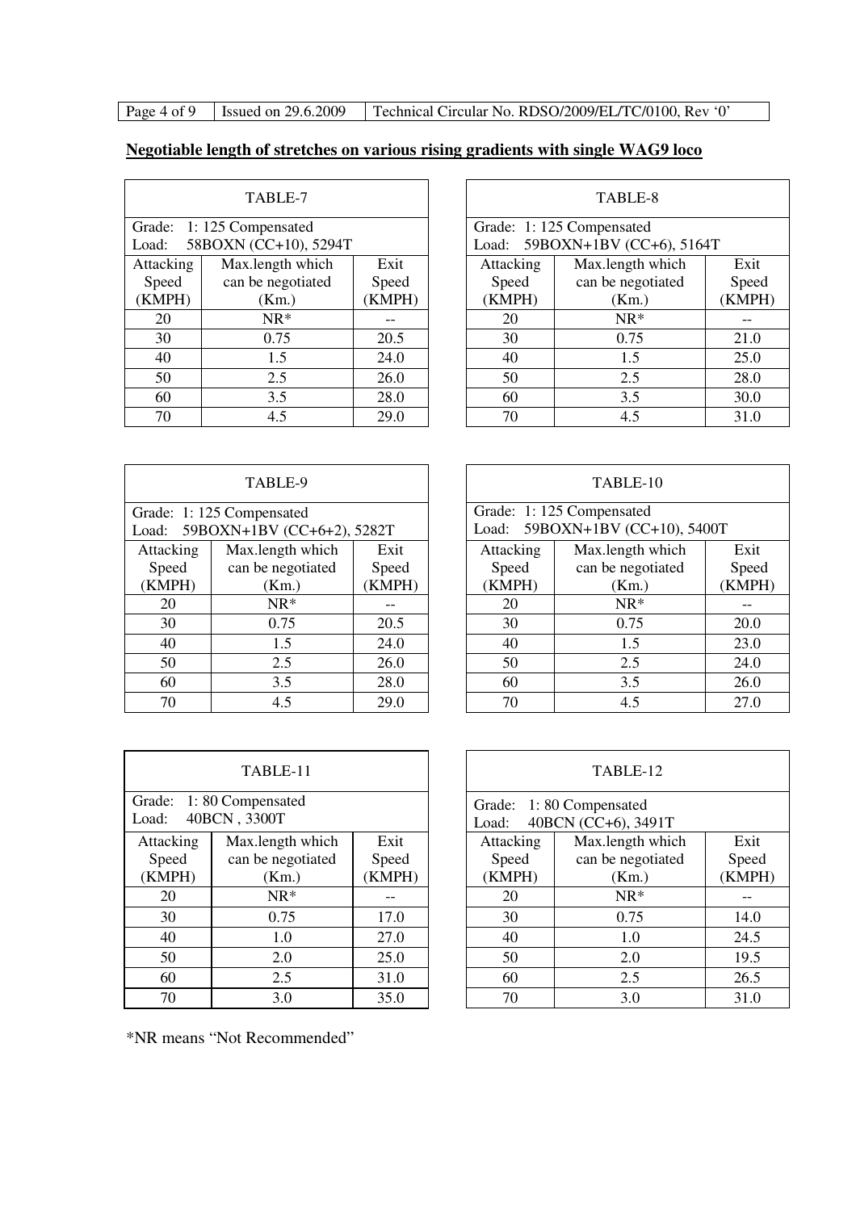**Negotiable length of stretches on various rising gradients with single WAG9 loco**

| TABLE-7 | | |
|---|---|---|
| Grade: 1: 125 Compensated<br>Load: 58BOXN (CC+10), 5294T | | |
| Attacking Speed (KMPH) | Max.length which can be negotiated (Km.) | Exit Speed (KMPH) |
| 20 | NR* | -- |
| 30 | 0.75 | 20.5 |
| 40 | 1.5 | 24.0 |
| 50 | 2.5 | 26.0 |
| 60 | 3.5 | 28.0 |
| 70 | 4.5 | 29.0 |

| TABLE-8 | | |
|---|---|---|
| Grade: 1: 125 Compensated<br>Load: 59BOXN+1BV (CC+6), 5164T | | |
| Attacking Speed (KMPH) | Max.length which can be negotiated (Km.) | Exit Speed (KMPH) |
| 20 | NR* | -- |
| 30 | 0.75 | 21.0 |
| 40 | 1.5 | 25.0 |
| 50 | 2.5 | 28.0 |
| 60 | 3.5 | 30.0 |
| 70 | 4.5 | 31.0 |

| TABLE-9 | | |
|---|---|---|
| Grade: 1: 125 Compensated<br>Load: 59BOXN+1BV (CC+6+2), 5282T | | |
| Attacking Speed (KMPH) | Max.length which can be negotiated (Km.) | Exit Speed (KMPH) |
| 20 | NR* | -- |
| 30 | 0.75 | 20.5 |
| 40 | 1.5 | 24.0 |
| 50 | 2.5 | 26.0 |
| 60 | 3.5 | 28.0 |
| 70 | 4.5 | 29.0 |

| TABLE-10 | | |
|---|---|---|
| Grade: 1: 125 Compensated<br>Load: 59BOXN+1BV (CC+10), 5400T | | |
| Attacking Speed (KMPH) | Max.length which can be negotiated (Km.) | Exit Speed (KMPH) |
| 20 | NR* | -- |
| 30 | 0.75 | 20.0 |
| 40 | 1.5 | 23.0 |
| 50 | 2.5 | 24.0 |
| 60 | 3.5 | 26.0 |
| 70 | 4.5 | 27.0 |

| TABLE-11 | | |
|---|---|---|
| Grade: 1: 80 Compensated<br>Load: 40BCN , 3300T | | |
| Attacking Speed (KMPH) | Max.length which can be negotiated (Km.) | Exit Speed (KMPH) |
| 20 | NR* | -- |
| 30 | 0.75 | 17.0 |
| 40 | 1.0 | 27.0 |
| 50 | 2.0 | 25.0 |
| 60 | 2.5 | 31.0 |
| 70 | 3.0 | 35.0 |

| TABLE-12 | | |
|---|---|---|
| Grade: 1: 80 Compensated<br>Load: 40BCN (CC+6), 3491T | | |
| Attacking Speed (KMPH) | Max.length which can be negotiated (Km.) | Exit Speed (KMPH) |
| 20 | NR* | -- |
| 30 | 0.75 | 14.0 |
| 40 | 1.0 | 24.5 |
| 50 | 2.0 | 19.5 |
| 60 | 2.5 | 26.5 |
| 70 | 3.0 | 31.0 |

*NR means "Not Recommended"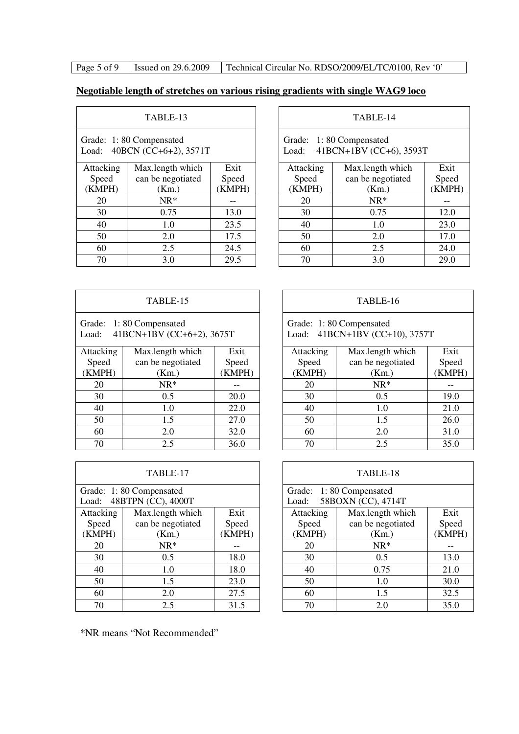**Negotiable length of stretches on various rising gradients with single WAG9 loco**

| TABLE-13 | | |
|---|---|---|
| Grade: 1: 80 Compensated<br>Load: 40BCN (CC+6+2), 3571T | | |
| Attacking Speed (KMPH) | Max.length which can be negotiated (Km.) | Exit Speed (KMPH) |
| 20 | NR* | -- |
| 30 | 0.75 | 13.0 |
| 40 | 1.0 | 23.5 |
| 50 | 2.0 | 17.5 |
| 60 | 2.5 | 24.5 |
| 70 | 3.0 | 29.5 |

| TABLE-14 | | |
|---|---|---|
| Grade: 1: 80 Compensated<br>Load: 41BCN+1BV (CC+6), 3593T | | |
| Attacking Speed (KMPH) | Max.length which can be negotiated (Km.) | Exit Speed (KMPH) |
| 20 | NR* | -- |
| 30 | 0.75 | 12.0 |
| 40 | 1.0 | 23.0 |
| 50 | 2.0 | 17.0 |
| 60 | 2.5 | 24.0 |
| 70 | 3.0 | 29.0 |

| TABLE-15 | | |
|---|---|---|
| Grade: 1: 80 Compensated<br>Load: 41BCN+1BV (CC+6+2), 3675T | | |
| Attacking Speed (KMPH) | Max.length which can be negotiated (Km.) | Exit Speed (KMPH) |
| 20 | NR* | -- |
| 30 | 0.5 | 20.0 |
| 40 | 1.0 | 22.0 |
| 50 | 1.5 | 27.0 |
| 60 | 2.0 | 32.0 |
| 70 | 2.5 | 36.0 |

| TABLE-16 | | |
|---|---|---|
| Grade: 1: 80 Compensated<br>Load: 41BCN+1BV (CC+10), 3757T | | |
| Attacking Speed (KMPH) | Max.length which can be negotiated (Km.) | Exit Speed (KMPH) |
| 20 | NR* | -- |
| 30 | 0.5 | 19.0 |
| 40 | 1.0 | 21.0 |
| 50 | 1.5 | 26.0 |
| 60 | 2.0 | 31.0 |
| 70 | 2.5 | 35.0 |

| TABLE-17 | | |
|---|---|---|
| Grade: 1: 80 Compensated<br>Load: 48BTPN (CC), 4000T | | |
| Attacking Speed (KMPH) | Max.length which can be negotiated (Km.) | Exit Speed (KMPH) |
| 20 | NR* | -- |
| 30 | 0.5 | 18.0 |
| 40 | 1.0 | 18.0 |
| 50 | 1.5 | 23.0 |
| 60 | 2.0 | 27.5 |
| 70 | 2.5 | 31.5 |

| TABLE-18 | | |
|---|---|---|
| Grade: 1: 80 Compensated<br>Load: 58BOXN (CC), 4714T | | |
| Attacking Speed (KMPH) | Max.length which can be negotiated (Km.) | Exit Speed (KMPH) |
| 20 | NR* | -- |
| 30 | 0.5 | 13.0 |
| 40 | 0.75 | 21.0 |
| 50 | 1.0 | 30.0 |
| 60 | 1.5 | 32.5 |
| 70 | 2.0 | 35.0 |

*NR means "Not Recommended"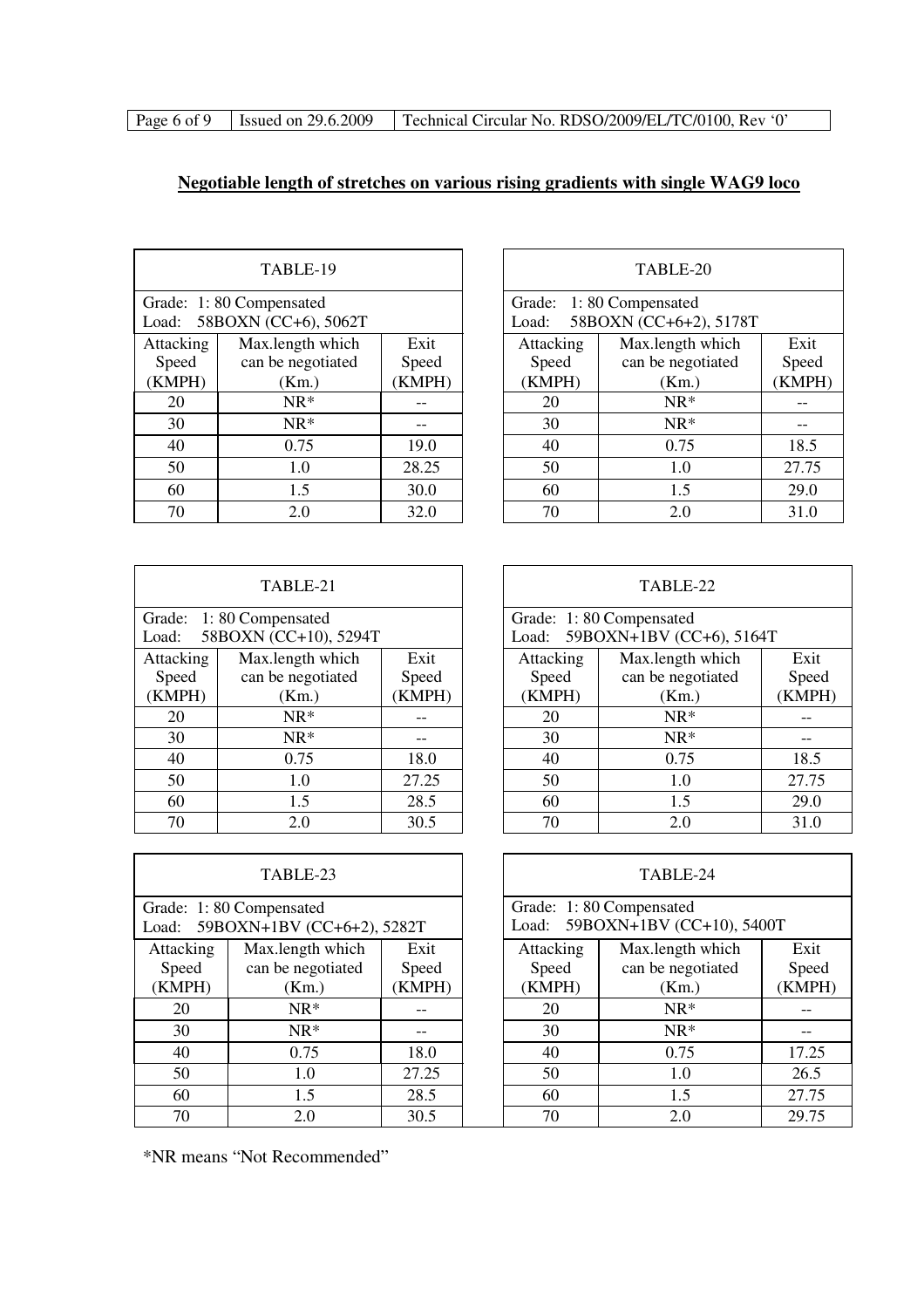## Negotiable length of stretches on various rising gradients with single WAG9 loco

| TABLE-19 | | |
|---|---|---|
| Grade: 1: 80 Compensated<br>Load: 58BOXN (CC+6), 5062T | | |
| Attacking Speed (KMPH) | Max.length which can be negotiated (Km.) | Exit Speed (KMPH) |
| 20 | NR* | -- |
| 30 | NR* | -- |
| 40 | 0.75 | 19.0 |
| 50 | 1.0 | 28.25 |
| 60 | 1.5 | 30.0 |
| 70 | 2.0 | 32.0 |

| TABLE-20 | | |
|---|---|---|
| Grade: 1: 80 Compensated<br>Load: 58BOXN (CC+6+2), 5178T | | |
| Attacking Speed (KMPH) | Max.length which can be negotiated (Km.) | Exit Speed (KMPH) |
| 20 | NR* | -- |
| 30 | NR* | -- |
| 40 | 0.75 | 18.5 |
| 50 | 1.0 | 27.75 |
| 60 | 1.5 | 29.0 |
| 70 | 2.0 | 31.0 |

| TABLE-21 | | |
|---|---|---|
| Grade: 1: 80 Compensated<br>Load: 58BOXN (CC+10), 5294T | | |
| Attacking Speed (KMPH) | Max.length which can be negotiated (Km.) | Exit Speed (KMPH) |
| 20 | NR* | -- |
| 30 | NR* | -- |
| 40 | 0.75 | 18.0 |
| 50 | 1.0 | 27.25 |
| 60 | 1.5 | 28.5 |
| 70 | 2.0 | 30.5 |

| TABLE-22 | | |
|---|---|---|
| Grade: 1: 80 Compensated<br>Load: 59BOXN+1BV (CC+6), 5164T | | |
| Attacking Speed (KMPH) | Max.length which can be negotiated (Km.) | Exit Speed (KMPH) |
| 20 | NR* | -- |
| 30 | NR* | -- |
| 40 | 0.75 | 18.5 |
| 50 | 1.0 | 27.75 |
| 60 | 1.5 | 29.0 |
| 70 | 2.0 | 31.0 |

| TABLE-23 | | |
|---|---|---|
| Grade: 1: 80 Compensated<br>Load: 59BOXN+1BV (CC+6+2), 5282T | | |
| Attacking Speed (KMPH) | Max.length which can be negotiated (Km.) | Exit Speed (KMPH) |
| 20 | NR* | -- |
| 30 | NR* | -- |
| 40 | 0.75 | 18.0 |
| 50 | 1.0 | 27.25 |
| 60 | 1.5 | 28.5 |
| 70 | 2.0 | 30.5 |

| TABLE-24 | | |
|---|---|---|
| Grade: 1: 80 Compensated<br>Load: 59BOXN+1BV (CC+10), 5400T | | |
| Attacking Speed (KMPH) | Max.length which can be negotiated (Km.) | Exit Speed (KMPH) |
| 20 | NR* | -- |
| 30 | NR* | -- |
| 40 | 0.75 | 17.25 |
| 50 | 1.0 | 26.5 |
| 60 | 1.5 | 27.75 |
| 70 | 2.0 | 29.75 |

*NR means "Not Recommended"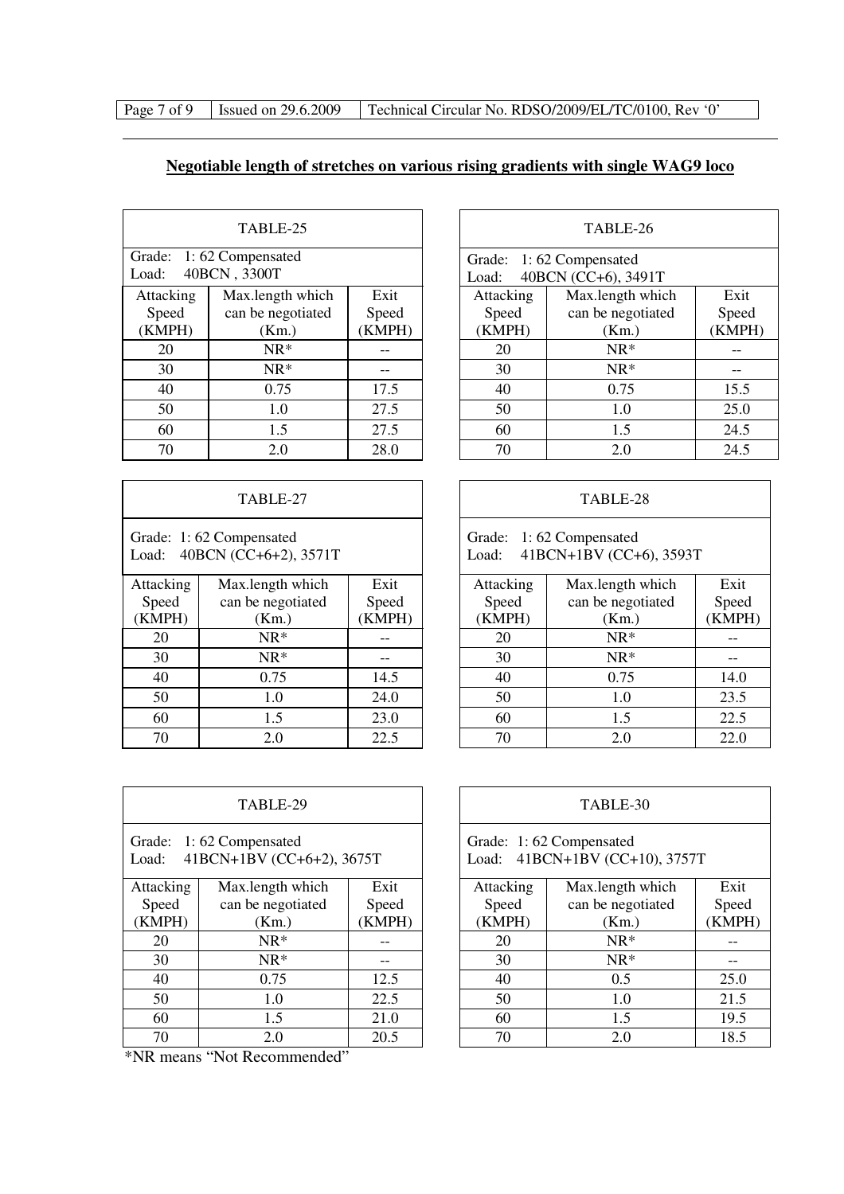## Negotiable length of stretches on various rising gradients with single WAG9 loco

| TABLE-25 | | |
|---|---|---|
| Grade: 1: 62 Compensated<br>Load: 40BCN , 3300T | | |
| Attacking Speed (KMPH) | Max.length which can be negotiated (Km.) | Exit Speed (KMPH) |
| 20 | NR* | -- |
| 30 | NR* | -- |
| 40 | 0.75 | 17.5 |
| 50 | 1.0 | 27.5 |
| 60 | 1.5 | 27.5 |
| 70 | 2.0 | 28.0 |

| TABLE-26 | | |
|---|---|---|
| Grade: 1: 62 Compensated<br>Load: 40BCN (CC+6), 3491T | | |
| Attacking Speed (KMPH) | Max.length which can be negotiated (Km.) | Exit Speed (KMPH) |
| 20 | NR* | -- |
| 30 | NR* | -- |
| 40 | 0.75 | 15.5 |
| 50 | 1.0 | 25.0 |
| 60 | 1.5 | 24.5 |
| 70 | 2.0 | 24.5 |

| TABLE-27 | | |
|---|---|---|
| Grade: 1: 62 Compensated<br>Load: 40BCN (CC+6+2), 3571T | | |
| Attacking Speed (KMPH) | Max.length which can be negotiated (Km.) | Exit Speed (KMPH) |
| 20 | NR* | -- |
| 30 | NR* | -- |
| 40 | 0.75 | 14.5 |
| 50 | 1.0 | 24.0 |
| 60 | 1.5 | 23.0 |
| 70 | 2.0 | 22.5 |

| TABLE-28 | | |
|---|---|---|
| Grade: 1: 62 Compensated<br>Load: 41BCN+1BV (CC+6), 3593T | | |
| Attacking Speed (KMPH) | Max.length which can be negotiated (Km.) | Exit Speed (KMPH) |
| 20 | NR* | -- |
| 30 | NR* | -- |
| 40 | 0.75 | 14.0 |
| 50 | 1.0 | 23.5 |
| 60 | 1.5 | 22.5 |
| 70 | 2.0 | 22.0 |

| TABLE-29 | | |
|---|---|---|
| Grade: 1: 62 Compensated<br>Load: 41BCN+1BV (CC+6+2), 3675T | | |
| Attacking Speed (KMPH) | Max.length which can be negotiated (Km.) | Exit Speed (KMPH) |
| 20 | NR* | -- |
| 30 | NR* | -- |
| 40 | 0.75 | 12.5 |
| 50 | 1.0 | 22.5 |
| 60 | 1.5 | 21.0 |
| 70 | 2.0 | 20.5 |

| TABLE-30 | | |
|---|---|---|
| Grade: 1: 62 Compensated<br>Load: 41BCN+1BV (CC+10), 3757T | | |
| Attacking Speed (KMPH) | Max.length which can be negotiated (Km.) | Exit Speed (KMPH) |
| 20 | NR* | -- |
| 30 | NR* | -- |
| 40 | 0.5 | 25.0 |
| 50 | 1.0 | 21.5 |
| 60 | 1.5 | 19.5 |
| 70 | 2.0 | 18.5 |

*NR means "Not Recommended"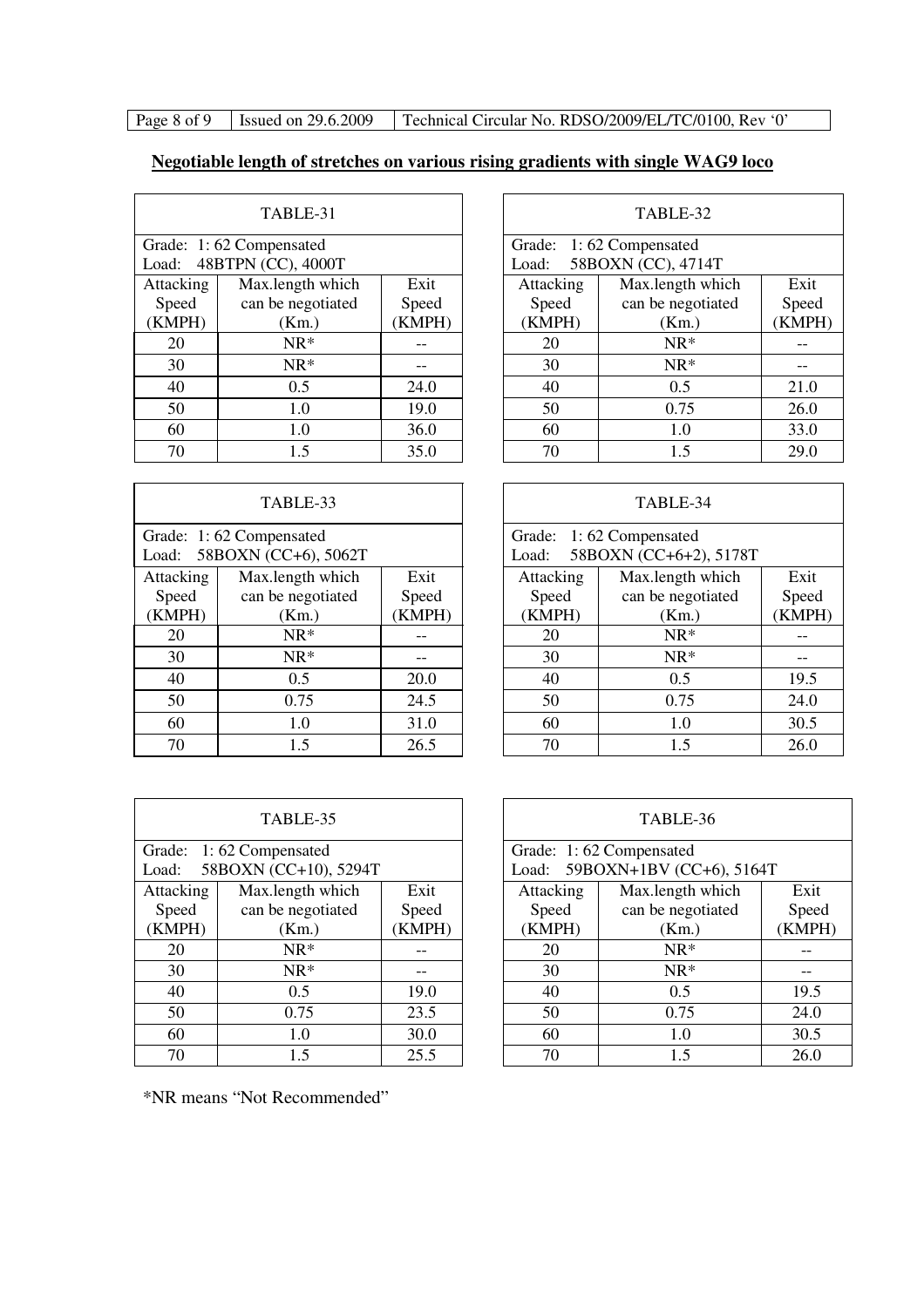**Negotiable length of stretches on various rising gradients with single WAG9 loco**

| TABLE-31 | | |
|---|---|---|
| Grade: 1: 62 Compensated<br>Load: 48BTPN (CC), 4000T | | |
| Attacking Speed (KMPH) | Max.length which can be negotiated (Km.) | Exit Speed (KMPH) |
| 20 | NR* | -- |
| 30 | NR* | -- |
| 40 | 0.5 | 24.0 |
| 50 | 1.0 | 19.0 |
| 60 | 1.0 | 36.0 |
| 70 | 1.5 | 35.0 |

| TABLE-32 | | |
|---|---|---|
| Grade: 1: 62 Compensated<br>Load: 58BOXN (CC), 4714T | | |
| Attacking Speed (KMPH) | Max.length which can be negotiated (Km.) | Exit Speed (KMPH) |
| 20 | NR* | -- |
| 30 | NR* | -- |
| 40 | 0.5 | 21.0 |
| 50 | 0.75 | 26.0 |
| 60 | 1.0 | 33.0 |
| 70 | 1.5 | 29.0 |

| TABLE-33 | | |
|---|---|---|
| Grade: 1: 62 Compensated<br>Load: 58BOXN (CC+6), 5062T | | |
| Attacking Speed (KMPH) | Max.length which can be negotiated (Km.) | Exit Speed (KMPH) |
| 20 | NR* | -- |
| 30 | NR* | -- |
| 40 | 0.5 | 20.0 |
| 50 | 0.75 | 24.5 |
| 60 | 1.0 | 31.0 |
| 70 | 1.5 | 26.5 |

| TABLE-34 | | |
|---|---|---|
| Grade: 1: 62 Compensated<br>Load: 58BOXN (CC+6+2), 5178T | | |
| Attacking Speed (KMPH) | Max.length which can be negotiated (Km.) | Exit Speed (KMPH) |
| 20 | NR* | -- |
| 30 | NR* | -- |
| 40 | 0.5 | 19.5 |
| 50 | 0.75 | 24.0 |
| 60 | 1.0 | 30.5 |
| 70 | 1.5 | 26.0 |

| TABLE-35 | | |
|---|---|---|
| Grade: 1: 62 Compensated<br>Load: 58BOXN (CC+10), 5294T | | |
| Attacking Speed (KMPH) | Max.length which can be negotiated (Km.) | Exit Speed (KMPH) |
| 20 | NR* | -- |
| 30 | NR* | -- |
| 40 | 0.5 | 19.0 |
| 50 | 0.75 | 23.5 |
| 60 | 1.0 | 30.0 |
| 70 | 1.5 | 25.5 |

| TABLE-36 | | |
|---|---|---|
| Grade: 1: 62 Compensated<br>Load: 59BOXN+1BV (CC+6), 5164T | | |
| Attacking Speed (KMPH) | Max.length which can be negotiated (Km.) | Exit Speed (KMPH) |
| 20 | NR* | -- |
| 30 | NR* | -- |
| 40 | 0.5 | 19.5 |
| 50 | 0.75 | 24.0 |
| 60 | 1.0 | 30.5 |
| 70 | 1.5 | 26.0 |

*NR means "Not Recommended"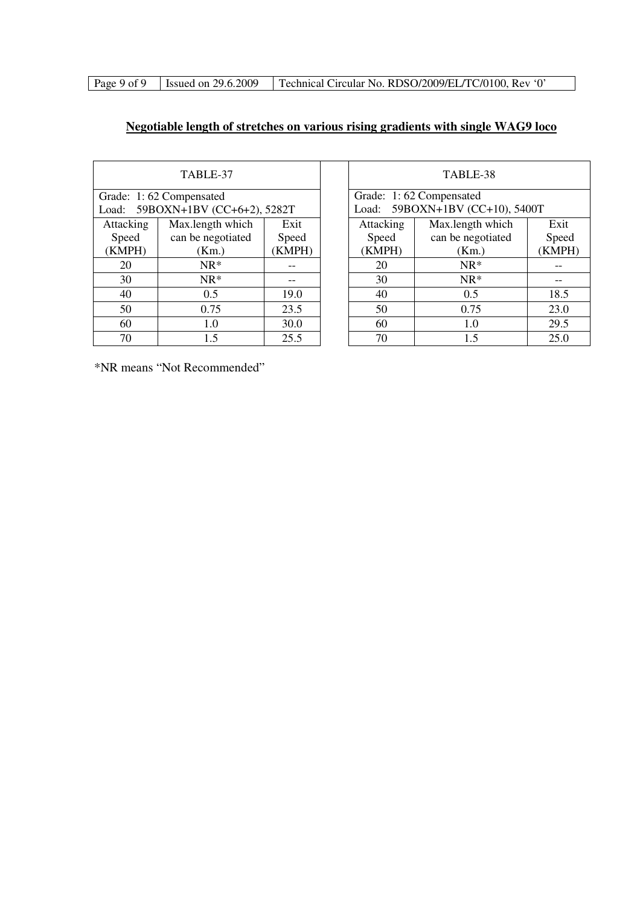## Negotiable length of stretches on various rising gradients with single WAG9 loco

| TABLE-37 | | |
|---|---|---|
| Grade: 1: 62 Compensated<br>Load: 59BOXN+1BV (CC+6+2), 5282T | | |
| Attacking Speed (KMPH) | Max.length which can be negotiated (Km.) | Exit Speed (KMPH) |
| 20 | NR* | -- |
| 30 | NR* | -- |
| 40 | 0.5 | 19.0 |
| 50 | 0.75 | 23.5 |
| 60 | 1.0 | 30.0 |
| 70 | 1.5 | 25.5 |

| TABLE-38 | | |
|---|---|---|
| Grade: 1: 62 Compensated<br>Load: 59BOXN+1BV (CC+10), 5400T | | |
| Attacking Speed (KMPH) | Max.length which can be negotiated (Km.) | Exit Speed (KMPH) |
| 20 | NR* | -- |
| 30 | NR* | -- |
| 40 | 0.5 | 18.5 |
| 50 | 0.75 | 23.0 |
| 60 | 1.0 | 29.5 |
| 70 | 1.5 | 25.0 |

*NR means "Not Recommended"